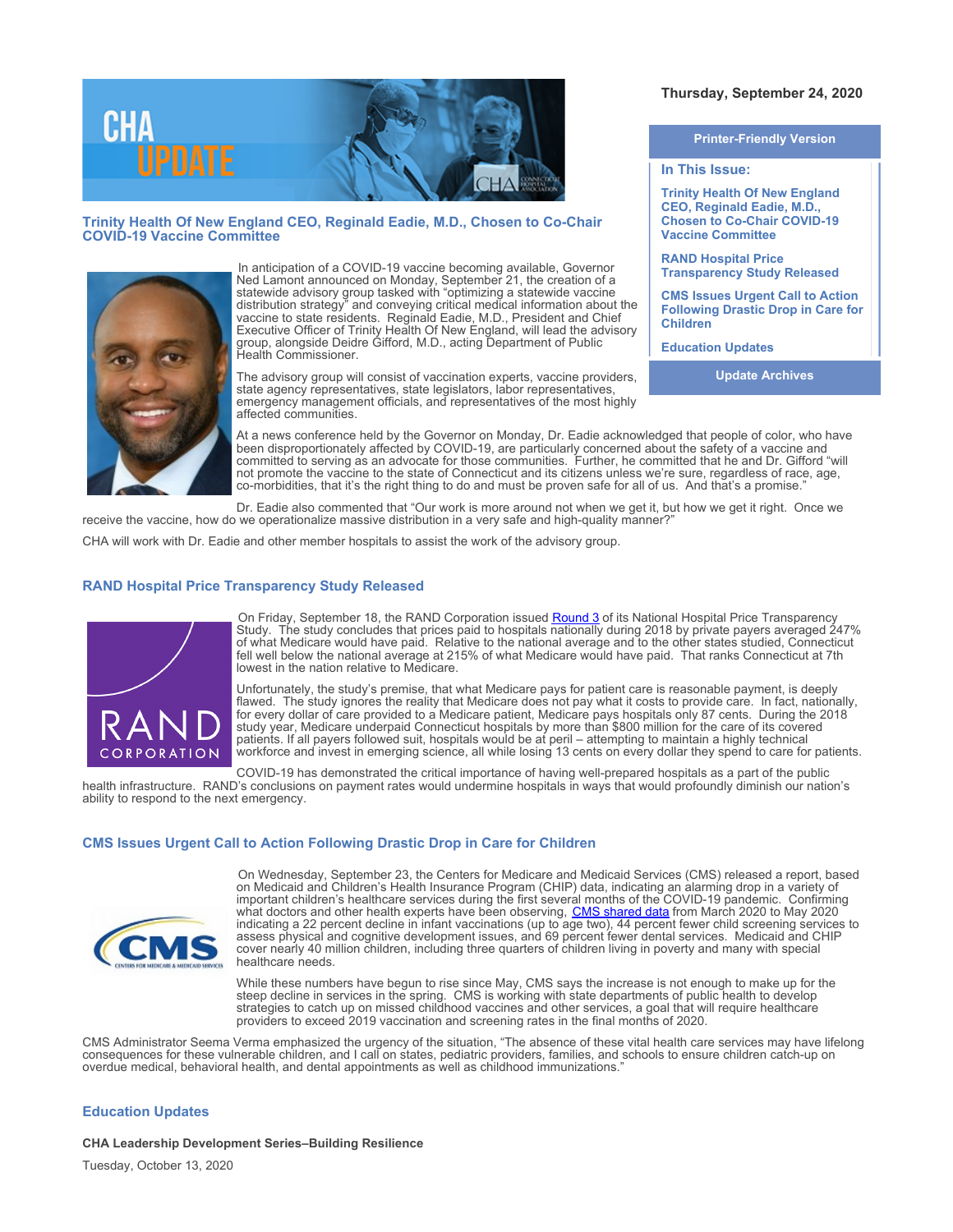Thursday, September 24, 2020

Printer-Friendly Version

**In This Issue:**

- Trinity Health Of New England CEO, Reginald Eadie, M.D., Chosen to Co-Chair COVID-19 Vaccine Committee
- RAND Hospital Price Transparency Study Released
- CMS Issues Urgent Call to Action Following Drastic Drop in Care for Children
- Education Updates

Update Archives

## Trinity Health Of New England CEO, Reginald Eadie, M.D., Chosen to Co-Chair COVID-19 Vaccine Committee

In anticipation of a COVID-19 vaccine becoming available, Governor Ned Lamont announced on Monday, September 21, the creation of a statewide advisory group tasked with "optimizing a statewide vaccine distribution strategy" and conveying critical medical information about the vaccine to state residents. Reginald Eadie, M.D., President and Chief Executive Officer of Trinity Health Of New England, will lead the advisory group, alongside Deidre Gifford, M.D., acting Department of Public Health Commissioner.

The advisory group will consist of vaccination experts, vaccine providers, state agency representatives, state legislators, labor representatives, emergency management officials, and representatives of the most highly affected communities.

At a news conference held by the Governor on Monday, Dr. Eadie acknowledged that people of color, who have been disproportionately affected by COVID-19, are particularly concerned about the safety of a vaccine and committed to serving as an advocate for those communities. Further, he committed that he and Dr. Gifford "will not promote the vaccine to the state of Connecticut and its citizens unless we're sure, regardless of race, age, co-morbidities, that it's the right thing to do and must be proven safe for all of us. And that's a promise."

Dr. Eadie also commented that "Our work is more around not when we get it, but how we get it right. Once we receive the vaccine, how do we operationalize massive distribution in a very safe and high-quality manner?"

CHA will work with Dr. Eadie and other member hospitals to assist the work of the advisory group.

## RAND Hospital Price Transparency Study Released

On Friday, September 18, the RAND Corporation issued Round 3 of its National Hospital Price Transparency Study. The study concludes that prices paid to hospitals nationally during 2018 by private payers averaged 247% of what Medicare would have paid. Relative to the national average and to the other states studied, Connecticut fell well below the national average at 215% of what Medicare would have paid. That ranks Connecticut at 7th lowest in the nation relative to Medicare.

Unfortunately, the study's premise, that what Medicare pays for patient care is reasonable payment, is deeply flawed. The study ignores the reality that Medicare does not pay what it costs to provide care. In fact, nationally, for every dollar of care provided to a Medicare patient, Medicare pays hospitals only 87 cents. During the 2018 study year, Medicare underpaid Connecticut hospitals by more than $800 million for the care of its covered patients. If all payers followed suit, hospitals would be at peril – attempting to maintain a highly technical workforce and invest in emerging science, all while losing 13 cents on every dollar they spend to care for patients.

COVID-19 has demonstrated the critical importance of having well-prepared hospitals as a part of the public health infrastructure. RAND's conclusions on payment rates would undermine hospitals in ways that would profoundly diminish our nation's ability to respond to the next emergency.

## CMS Issues Urgent Call to Action Following Drastic Drop in Care for Children

On Wednesday, September 23, the Centers for Medicare and Medicaid Services (CMS) released a report, based on Medicaid and Children's Health Insurance Program (CHIP) data, indicating an alarming drop in a variety of important children's healthcare services during the first several months of the COVID-19 pandemic. Confirming what doctors and other health experts have been observing, CMS shared data from March 2020 to May 2020 indicating a 22 percent decline in infant vaccinations (up to age two), 44 percent fewer child screening services to assess physical and cognitive development issues, and 69 percent fewer dental services. Medicaid and CHIP cover nearly 40 million children, including three quarters of children living in poverty and many with special healthcare needs.

While these numbers have begun to rise since May, CMS says the increase is not enough to make up for the steep decline in services in the spring. CMS is working with state departments of public health to develop strategies to catch up on missed childhood vaccines and other services, a goal that will require healthcare providers to exceed 2019 vaccination and screening rates in the final months of 2020.

CMS Administrator Seema Verma emphasized the urgency of the situation, "The absence of these vital health care services may have lifelong consequences for these vulnerable children, and I call on states, pediatric providers, families, and schools to ensure children catch-up on overdue medical, behavioral health, and dental appointments as well as childhood immunizations."

## Education Updates

**CHA Leadership Development Series–Building Resilience**

Tuesday, October 13, 2020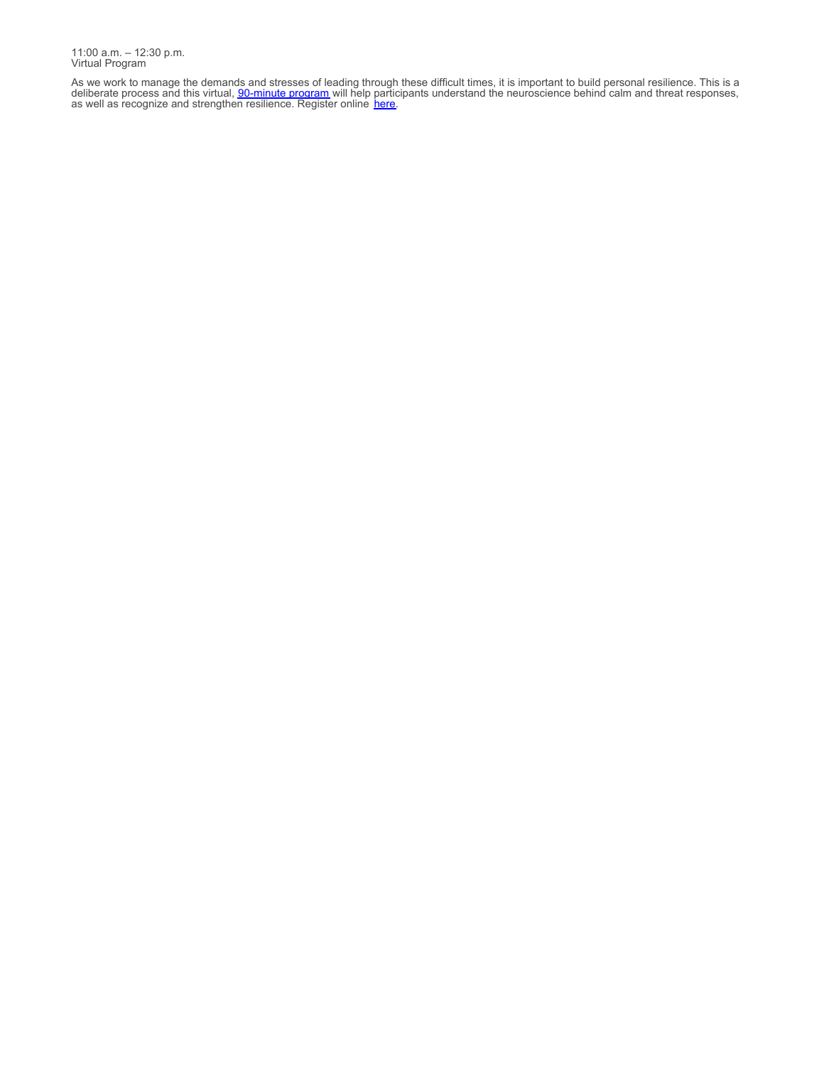11:00 a.m. – 12:30 p.m.
Virtual Program

As we work to manage the demands and stresses of leading through these difficult times, it is important to build personal resilience. This is a deliberate process and this virtual, 90-minute program will help participants understand the neuroscience behind calm and threat responses, as well as recognize and strengthen resilience. Register online here.